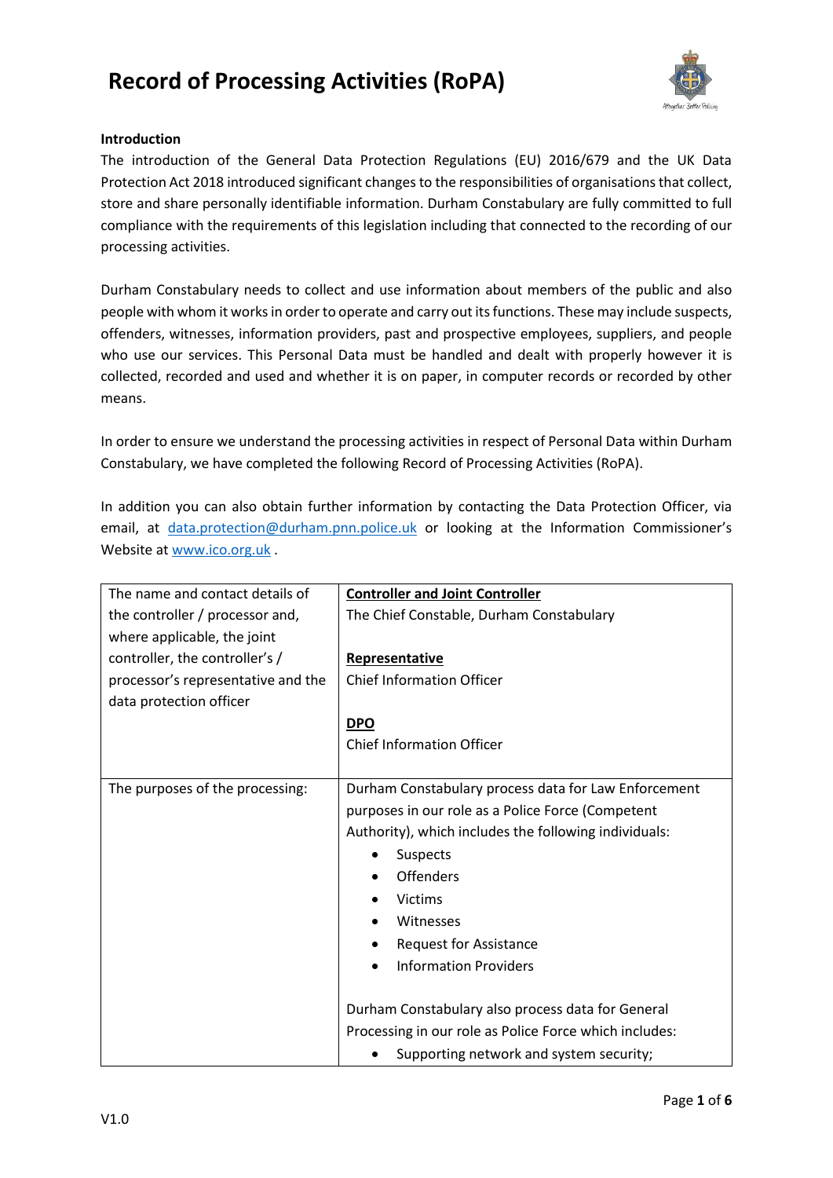# Record of Processing Activities (RoPA)

**Introduction**

The introduction of the General Data Protection Regulations (EU) 2016/679 and the UK Data Protection Act 2018 introduced significant changes to the responsibilities of organisations that collect, store and share personally identifiable information. Durham Constabulary are fully committed to full compliance with the requirements of this legislation including that connected to the recording of our processing activities.

Durham Constabulary needs to collect and use information about members of the public and also people with whom it works in order to operate and carry out its functions. These may include suspects, offenders, witnesses, information providers, past and prospective employees, suppliers, and people who use our services. This Personal Data must be handled and dealt with properly however it is collected, recorded and used and whether it is on paper, in computer records or recorded by other means.

In order to ensure we understand the processing activities in respect of Personal Data within Durham Constabulary, we have completed the following Record of Processing Activities (RoPA).

In addition you can also obtain further information by contacting the Data Protection Officer, via email, at data.protection@durham.pnn.police.uk or looking at the Information Commissioner's Website at www.ico.org.uk .

| | |
|---|---|
| The name and contact details of the controller / processor and, where applicable, the joint controller, the controller's / processor's representative and the data protection officer | **Controller and Joint Controller**<br>The Chief Constable, Durham Constabulary<br><br>**Representative**<br>Chief Information Officer<br><br>**DPO**<br>Chief Information Officer |
| The purposes of the processing: | Durham Constabulary process data for Law Enforcement purposes in our role as a Police Force (Competent Authority), which includes the following individuals:<br>• Suspects<br>• Offenders<br>• Victims<br>• Witnesses<br>• Request for Assistance<br>• Information Providers<br><br>Durham Constabulary also process data for General Processing in our role as Police Force which includes:<br>• Supporting network and system security; |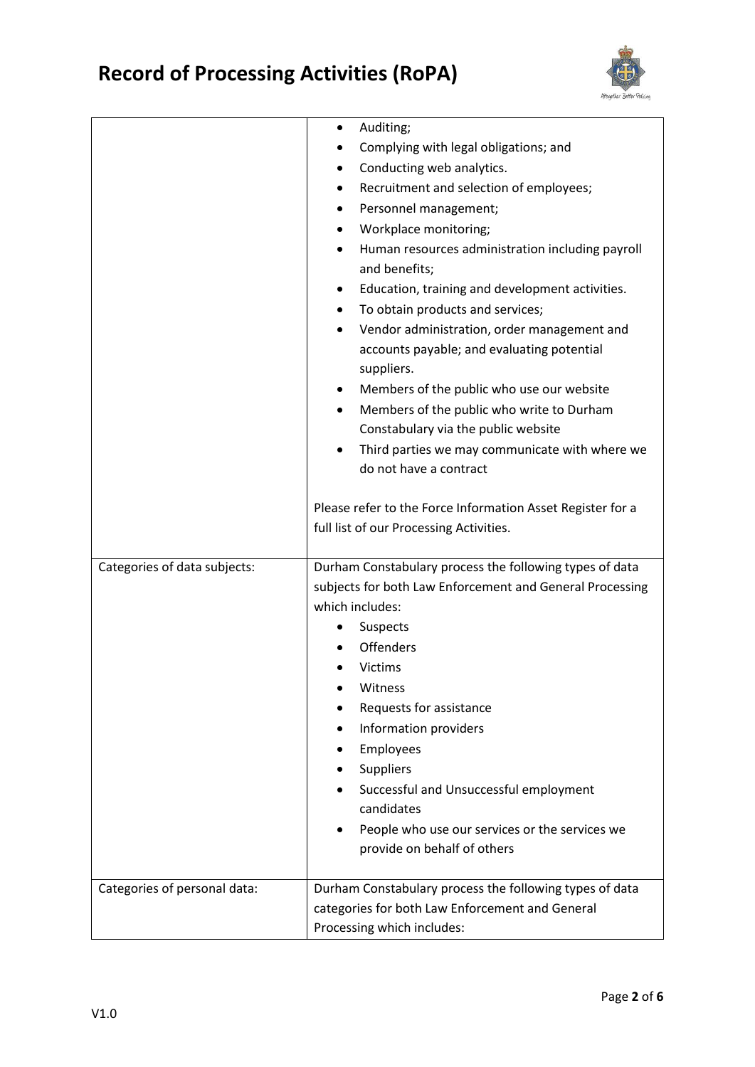| | |
|---|---|
| | <ul><li>Auditing;</li><li>Complying with legal obligations; and</li><li>Conducting web analytics.</li><li>Recruitment and selection of employees;</li><li>Personnel management;</li><li>Workplace monitoring;</li><li>Human resources administration including payroll and benefits;</li><li>Education, training and development activities.</li><li>To obtain products and services;</li><li>Vendor administration, order management and accounts payable; and evaluating potential suppliers.</li><li>Members of the public who use our website</li><li>Members of the public who write to Durham Constabulary via the public website</li><li>Third parties we may communicate with where we do not have a contract</li></ul>Please refer to the Force Information Asset Register for a full list of our Processing Activities. |
| Categories of data subjects: | Durham Constabulary process the following types of data subjects for both Law Enforcement and General Processing which includes:<ul><li>Suspects</li><li>Offenders</li><li>Victims</li><li>Witness</li><li>Requests for assistance</li><li>Information providers</li><li>Employees</li><li>Suppliers</li><li>Successful and Unsuccessful employment candidates</li><li>People who use our services or the services we provide on behalf of others</li></ul> |
| Categories of personal data: | Durham Constabulary process the following types of data categories for both Law Enforcement and General Processing which includes: |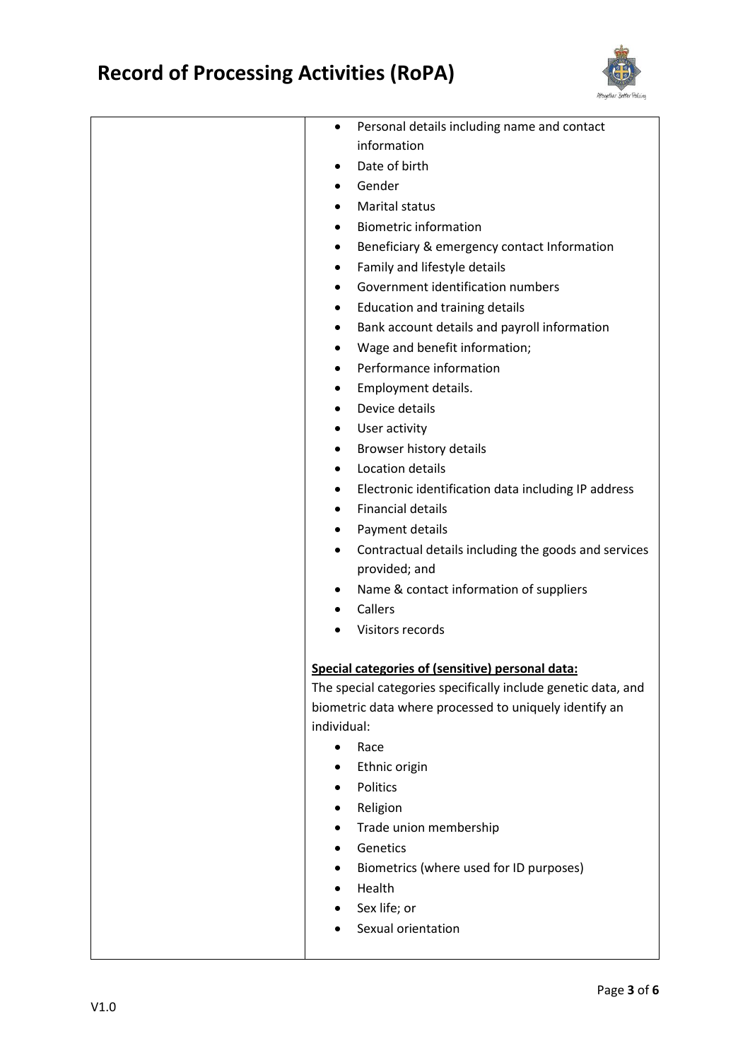| | |
|---|---|
| | • Personal details including name and contact information<br>• Date of birth<br>• Gender<br>• Marital status<br>• Biometric information<br>• Beneficiary & emergency contact Information<br>• Family and lifestyle details<br>• Government identification numbers<br>• Education and training details<br>• Bank account details and payroll information<br>• Wage and benefit information;<br>• Performance information<br>• Employment details.<br>• Device details<br>• User activity<br>• Browser history details<br>• Location details<br>• Electronic identification data including IP address<br>• Financial details<br>• Payment details<br>• Contractual details including the goods and services provided; and<br>• Name & contact information of suppliers<br>• Callers<br>• Visitors records<br><br>**<u>Special categories of (sensitive) personal data:</u>**<br>The special categories specifically include genetic data, and biometric data where processed to uniquely identify an individual:<br>• Race<br>• Ethnic origin<br>• Politics<br>• Religion<br>• Trade union membership<br>• Genetics<br>• Biometrics (where used for ID purposes)<br>• Health<br>• Sex life; or<br>• Sexual orientation |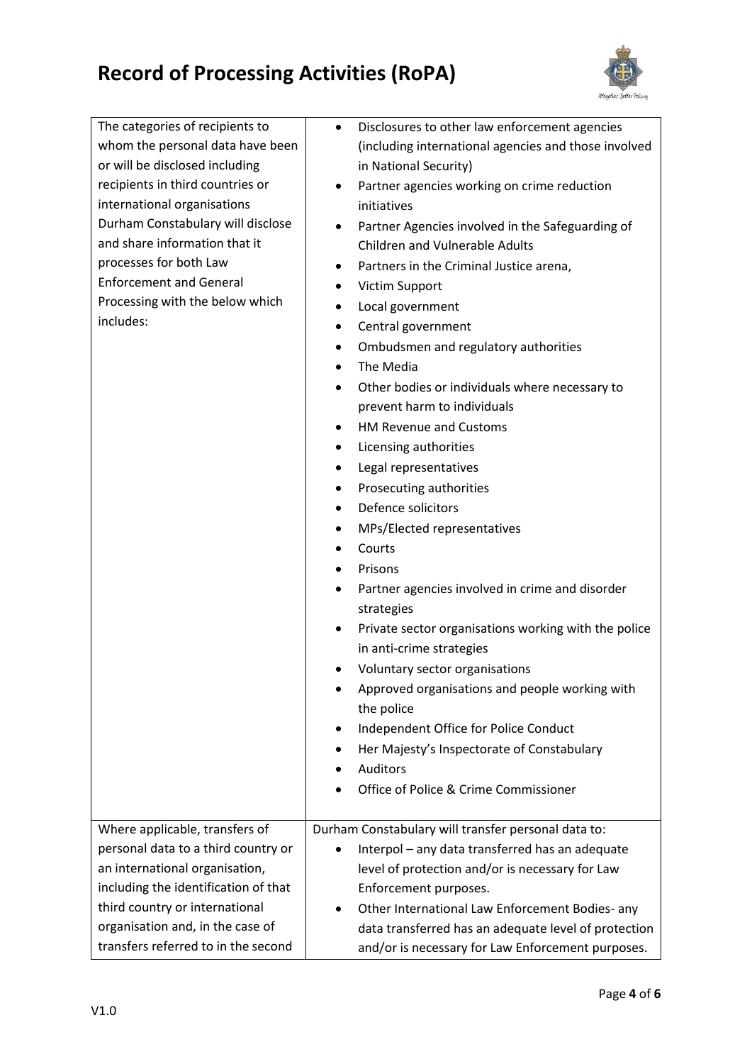| | |
|---|---|
| The categories of recipients to whom the personal data have been or will be disclosed including recipients in third countries or international organisations Durham Constabulary will disclose and share information that it processes for both Law Enforcement and General Processing with the below which includes: | • Disclosures to other law enforcement agencies (including international agencies and those involved in National Security)<br>• Partner agencies working on crime reduction initiatives<br>• Partner Agencies involved in the Safeguarding of Children and Vulnerable Adults<br>• Partners in the Criminal Justice arena,<br>• Victim Support<br>• Local government<br>• Central government<br>• Ombudsmen and regulatory authorities<br>• The Media<br>• Other bodies or individuals where necessary to prevent harm to individuals<br>• HM Revenue and Customs<br>• Licensing authorities<br>• Legal representatives<br>• Prosecuting authorities<br>• Defence solicitors<br>• MPs/Elected representatives<br>• Courts<br>• Prisons<br>• Partner agencies involved in crime and disorder strategies<br>• Private sector organisations working with the police in anti-crime strategies<br>• Voluntary sector organisations<br>• Approved organisations and people working with the police<br>• Independent Office for Police Conduct<br>• Her Majesty's Inspectorate of Constabulary<br>• Auditors<br>• Office of Police & Crime Commissioner |
| Where applicable, transfers of personal data to a third country or an international organisation, including the identification of that third country or international organisation and, in the case of transfers referred to in the second | Durham Constabulary will transfer personal data to:<br>• Interpol – any data transferred has an adequate level of protection and/or is necessary for Law Enforcement purposes.<br>• Other International Law Enforcement Bodies- any data transferred has an adequate level of protection and/or is necessary for Law Enforcement purposes. |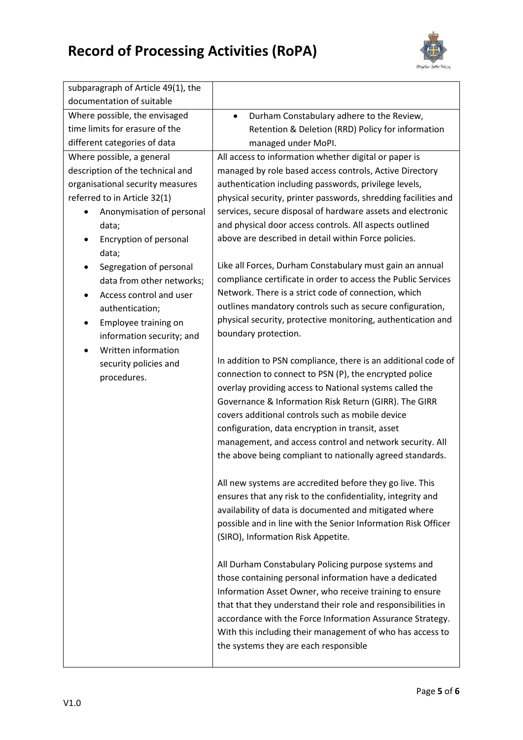| | |
|---|---|
| subparagraph of Article 49(1), the documentation of suitable | |
| Where possible, the envisaged time limits for erasure of the different categories of data | • Durham Constabulary adhere to the Review, Retention & Deletion (RRD) Policy for information managed under MoPI. |
| Where possible, a general description of the technical and organisational security measures referred to in Article 32(1)<br>• Anonymisation of personal data;<br>• Encryption of personal data;<br>• Segregation of personal data from other networks;<br>• Access control and user authentication;<br>• Employee training on information security; and<br>• Written information security policies and procedures. | All access to information whether digital or paper is managed by role based access controls, Active Directory authentication including passwords, privilege levels, physical security, printer passwords, shredding facilities and services, secure disposal of hardware assets and electronic and physical door access controls. All aspects outlined above are described in detail within Force policies.<br><br>Like all Forces, Durham Constabulary must gain an annual compliance certificate in order to access the Public Services Network. There is a strict code of connection, which outlines mandatory controls such as secure configuration, physical security, protective monitoring, authentication and boundary protection.<br><br>In addition to PSN compliance, there is an additional code of connection to connect to PSN (P), the encrypted police overlay providing access to National systems called the Governance & Information Risk Return (GIRR). The GIRR covers additional controls such as mobile device configuration, data encryption in transit, asset management, and access control and network security. All the above being compliant to nationally agreed standards.<br><br>All new systems are accredited before they go live. This ensures that any risk to the confidentiality, integrity and availability of data is documented and mitigated where possible and in line with the Senior Information Risk Officer (SIRO), Information Risk Appetite.<br><br>All Durham Constabulary Policing purpose systems and those containing personal information have a dedicated Information Asset Owner, who receive training to ensure that that they understand their role and responsibilities in accordance with the Force Information Assurance Strategy. With this including their management of who has access to the systems they are each responsible |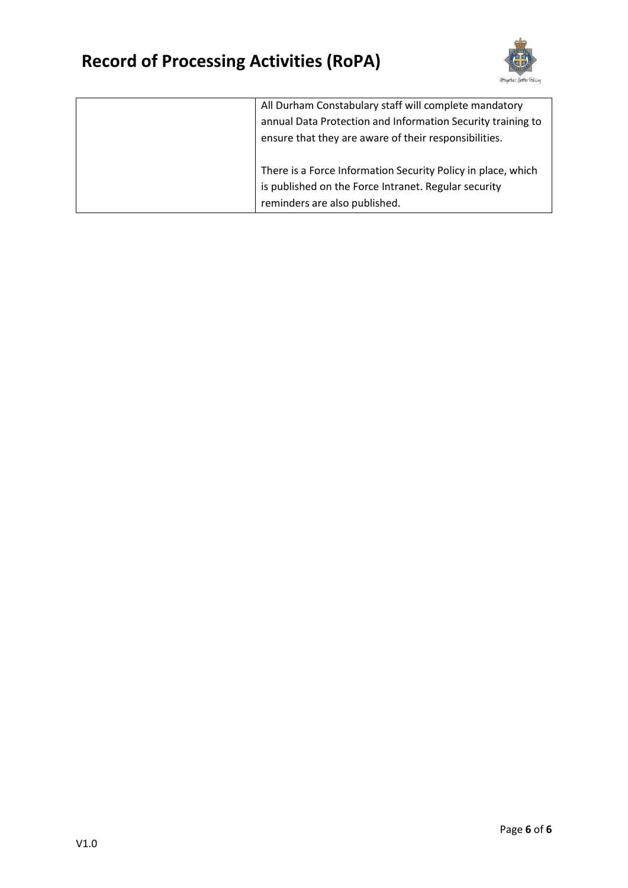| | |
|---|---|
| | All Durham Constabulary staff will complete mandatory annual Data Protection and Information Security training to ensure that they are aware of their responsibilities.<br><br>There is a Force Information Security Policy in place, which is published on the Force Intranet. Regular security reminders are also published. |